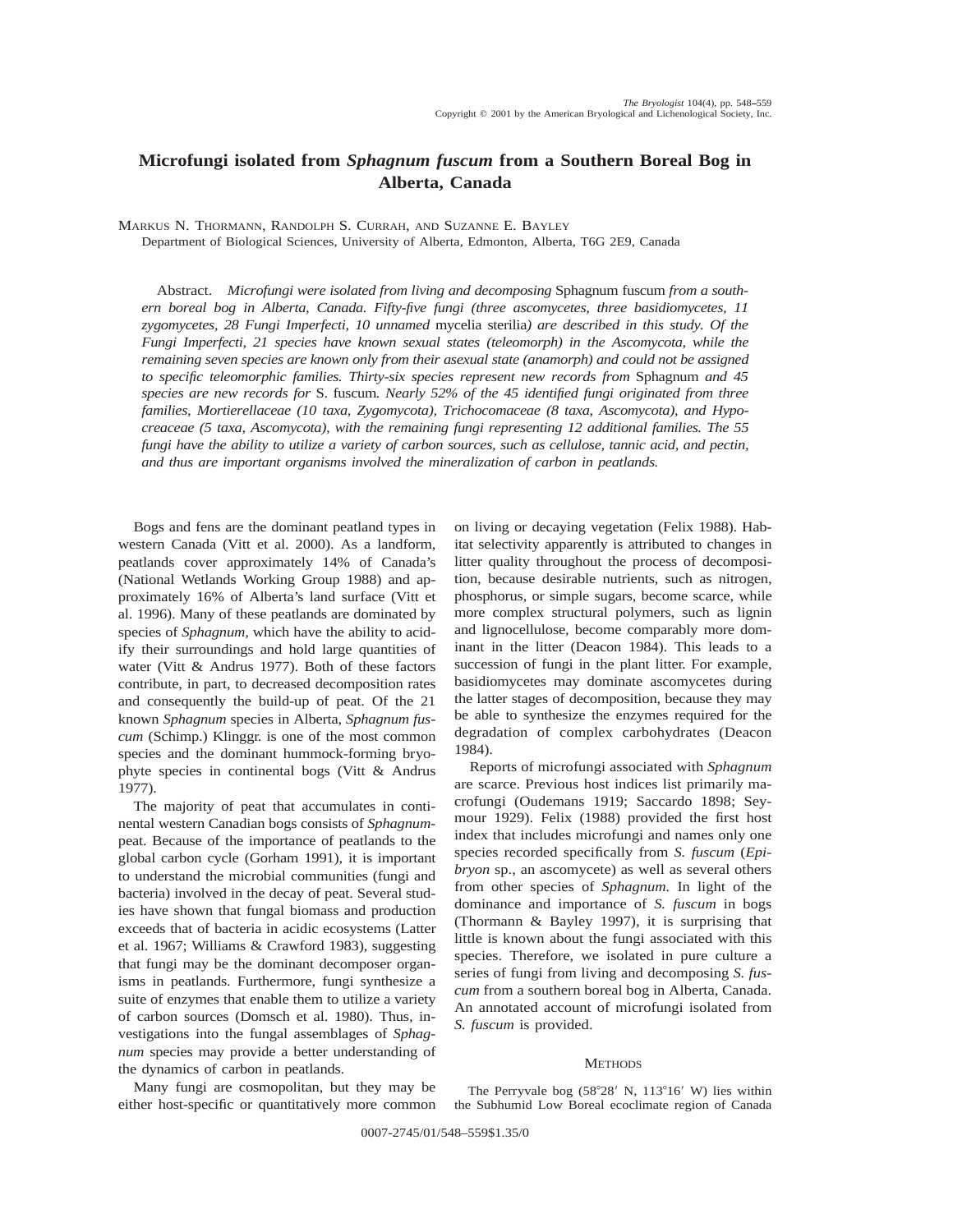# Microfungi isolated from *Sphagnum fuscum* from a Southern Boreal Bog in Alberta, Canada

MARKUS N. THORMANN, RANDOLPH S. CURRAH, AND SUZANNE E. BAYLEY

Department of Biological Sciences, University of Alberta, Edmonton, Alberta, T6G 2E9, Canada

Abstract. *Microfungi were isolated from living and decomposing* Sphagnum fuscum *from a southern boreal bog in Alberta, Canada. Fifty-five fungi (three ascomycetes, three basidiomycetes, 11 zygomycetes, 28 Fungi Imperfecti, 10 unnamed* mycelia sterilia*) are described in this study. Of the Fungi Imperfecti, 21 species have known sexual states (teleomorph) in the Ascomycota, while the remaining seven species are known only from their asexual state (anamorph) and could not be assigned to specific teleomorphic families. Thirty-six species represent new records from* Sphagnum *and 45 species are new records for* S. fuscum*. Nearly 52% of the 45 identified fungi originated from three families, Mortierellaceae (10 taxa, Zygomycota), Trichocomaceae (8 taxa, Ascomycota), and Hypocreaceae (5 taxa, Ascomycota), with the remaining fungi representing 12 additional families. The 55 fungi have the ability to utilize a variety of carbon sources, such as cellulose, tannic acid, and pectin, and thus are important organisms involved the mineralization of carbon in peatlands.*

Bogs and fens are the dominant peatland types in western Canada (Vitt et al. 2000). As a landform, peatlands cover approximately 14% of Canada's (National Wetlands Working Group 1988) and approximately 16% of Alberta's land surface (Vitt et al. 1996). Many of these peatlands are dominated by species of *Sphagnum*, which have the ability to acidify their surroundings and hold large quantities of water (Vitt & Andrus 1977). Both of these factors contribute, in part, to decreased decomposition rates and consequently the build-up of peat. Of the 21 known *Sphagnum* species in Alberta, *Sphagnum fuscum* (Schimp.) Klinggr. is one of the most common species and the dominant hummock-forming bryophyte species in continental bogs (Vitt & Andrus 1977).

The majority of peat that accumulates in continental western Canadian bogs consists of *Sphagnum*-peat. Because of the importance of peatlands to the global carbon cycle (Gorham 1991), it is important to understand the microbial communities (fungi and bacteria) involved in the decay of peat. Several studies have shown that fungal biomass and production exceeds that of bacteria in acidic ecosystems (Latter et al. 1967; Williams & Crawford 1983), suggesting that fungi may be the dominant decomposer organisms in peatlands. Furthermore, fungi synthesize a suite of enzymes that enable them to utilize a variety of carbon sources (Domsch et al. 1980). Thus, investigations into the fungal assemblages of *Sphagnum* species may provide a better understanding of the dynamics of carbon in peatlands.

Many fungi are cosmopolitan, but they may be either host-specific or quantitatively more common on living or decaying vegetation (Felix 1988). Habitat selectivity apparently is attributed to changes in litter quality throughout the process of decomposition, because desirable nutrients, such as nitrogen, phosphorus, or simple sugars, become scarce, while more complex structural polymers, such as lignin and lignocellulose, become comparably more dominant in the litter (Deacon 1984). This leads to a succession of fungi in the plant litter. For example, basidiomycetes may dominate ascomycetes during the latter stages of decomposition, because they may be able to synthesize the enzymes required for the degradation of complex carbohydrates (Deacon 1984).

Reports of microfungi associated with *Sphagnum* are scarce. Previous host indices list primarily macrofungi (Oudemans 1919; Saccardo 1898; Seymour 1929). Felix (1988) provided the first host index that includes microfungi and names only one species recorded specifically from *S. fuscum* (*Epibryon* sp., an ascomycete) as well as several others from other species of *Sphagnum*. In light of the dominance and importance of *S. fuscum* in bogs (Thormann & Bayley 1997), it is surprising that little is known about the fungi associated with this species. Therefore, we isolated in pure culture a series of fungi from living and decomposing *S. fuscum* from a southern boreal bog in Alberta, Canada. An annotated account of microfungi isolated from *S. fuscum* is provided.

## METHODS

The Perryvale bog (58°28′ N, 113°16′ W) lies within the Subhumid Low Boreal ecoclimate region of Canada

0007-2745/01/548–559$1.35/0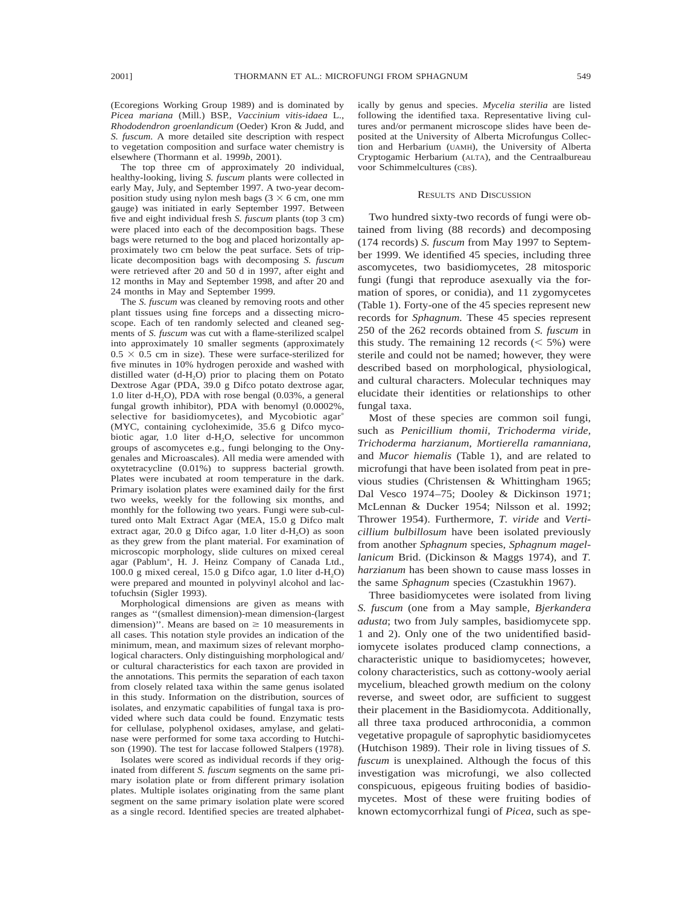(Ecoregions Working Group 1989) and is dominated by *Picea mariana* (Mill.) BSP., *Vaccinium vitis-idaea* L., *Rhododendron groenlandicum* (Oeder) Kron & Judd, and *S. fuscum.* A more detailed site description with respect to vegetation composition and surface water chemistry is elsewhere (Thormann et al. 1999*b*, 2001).

The top three cm of approximately 20 individual, healthy-looking, living *S. fuscum* plants were collected in early May, July, and September 1997. A two-year decomposition study using nylon mesh bags ($3 \times 6$ cm, one mm gauge) was initiated in early September 1997. Between five and eight individual fresh *S. fuscum* plants (top 3 cm) were placed into each of the decomposition bags. These bags were returned to the bog and placed horizontally approximately two cm below the peat surface. Sets of triplicate decomposition bags with decomposing *S. fuscum* were retrieved after 20 and 50 d in 1997, after eight and 12 months in May and September 1998, and after 20 and 24 months in May and September 1999.

The *S. fuscum* was cleaned by removing roots and other plant tissues using fine forceps and a dissecting microscope. Each of ten randomly selected and cleaned segments of *S. fuscum* was cut with a flame-sterilized scalpel into approximately 10 smaller segments (approximately $0.5 \times 0.5$ cm in size). These were surface-sterilized for five minutes in 10% hydrogen peroxide and washed with distilled water (d-$H_2O$) prior to placing them on Potato Dextrose Agar (PDA, 39.0 g Difco potato dextrose agar, 1.0 liter d-$H_2O$), PDA with rose bengal (0.03%, a general fungal growth inhibitor), PDA with benomyl (0.0002%, selective for basidiomycetes), and Mycobiotic agar® (MYC, containing cycloheximide, 35.6 g Difco mycobiotic agar, 1.0 liter d-$H_2O$, selective for uncommon groups of ascomycetes e.g., fungi belonging to the Onygenales and Microascales). All media were amended with oxytetracycline (0.01%) to suppress bacterial growth. Plates were incubated at room temperature in the dark. Primary isolation plates were examined daily for the first two weeks, weekly for the following six months, and monthly for the following two years. Fungi were sub-cultured onto Malt Extract Agar (MEA, 15.0 g Difco malt extract agar, 20.0 g Difco agar, 1.0 liter d-$H_2O$) as soon as they grew from the plant material. For examination of microscopic morphology, slide cultures on mixed cereal agar (Pablum®, H. J. Heinz Company of Canada Ltd., 100.0 g mixed cereal, 15.0 g Difco agar, 1.0 liter d-$H_2O$) were prepared and mounted in polyvinyl alcohol and lactofuchsin (Sigler 1993).

Morphological dimensions are given as means with ranges as ''(smallest dimension)-mean dimension-(largest dimension)''. Means are based on $\geq 10$ measurements in all cases. This notation style provides an indication of the minimum, mean, and maximum sizes of relevant morphological characters. Only distinguishing morphological and/or cultural characteristics for each taxon are provided in the annotations. This permits the separation of each taxon from closely related taxa within the same genus isolated in this study. Information on the distribution, sources of isolates, and enzymatic capabilities of fungal taxa is provided where such data could be found. Enzymatic tests for cellulase, polyphenol oxidases, amylase, and gelatinase were performed for some taxa according to Hutchison (1990). The test for laccase followed Stalpers (1978).

Isolates were scored as individual records if they originated from different *S. fuscum* segments on the same primary isolation plate or from different primary isolation plates. Multiple isolates originating from the same plant segment on the same primary isolation plate were scored as a single record. Identified species are treated alphabetically by genus and species. *Mycelia sterilia* are listed following the identified taxa. Representative living cultures and/or permanent microscope slides have been deposited at the University of Alberta Microfungus Collection and Herbarium (UAMH), the University of Alberta Cryptogamic Herbarium (ALTA), and the Centraalbureau voor Schimmelcultures (CBS).

## Results and Discussion

Two hundred sixty-two records of fungi were obtained from living (88 records) and decomposing (174 records) *S. fuscum* from May 1997 to September 1999. We identified 45 species, including three ascomycetes, two basidiomycetes, 28 mitosporic fungi (fungi that reproduce asexually via the formation of spores, or conidia), and 11 zygomycetes (Table 1). Forty-one of the 45 species represent new records for *Sphagnum.* These 45 species represent 250 of the 262 records obtained from *S. fuscum* in this study. The remaining 12 records ($< 5\%$) were sterile and could not be named; however, they were described based on morphological, physiological, and cultural characters. Molecular techniques may elucidate their identities or relationships to other fungal taxa.

Most of these species are common soil fungi, such as *Penicillium thomii, Trichoderma viride, Trichoderma harzianum, Mortierella ramanniana,* and *Mucor hiemalis* (Table 1), and are related to microfungi that have been isolated from peat in previous studies (Christensen & Whittingham 1965; Dal Vesco 1974–75; Dooley & Dickinson 1971; McLennan & Ducker 1954; Nilsson et al. 1992; Thrower 1954). Furthermore, *T. viride* and *Verticillium bulbillosum* have been isolated previously from another *Sphagnum* species, *Sphagnum magellanicum* Brid. (Dickinson & Maggs 1974), and *T. harzianum* has been shown to cause mass losses in the same *Sphagnum* species (Czastukhin 1967).

Three basidiomycetes were isolated from living *S. fuscum* (one from a May sample, *Bjerkandera adusta*; two from July samples, basidiomycete spp. 1 and 2). Only one of the two unidentified basidiomycete isolates produced clamp connections, a characteristic unique to basidiomycetes; however, colony characteristics, such as cottony-wooly aerial mycelium, bleached growth medium on the colony reverse, and sweet odor, are sufficient to suggest their placement in the Basidiomycota. Additionally, all three taxa produced arthroconidia, a common vegetative propagule of saprophytic basidiomycetes (Hutchison 1989). Their role in living tissues of *S. fuscum* is unexplained. Although the focus of this investigation was microfungi, we also collected conspicuous, epigeous fruiting bodies of basidiomycetes. Most of these were fruiting bodies of known ectomycorrhizal fungi of *Picea*, such as spe-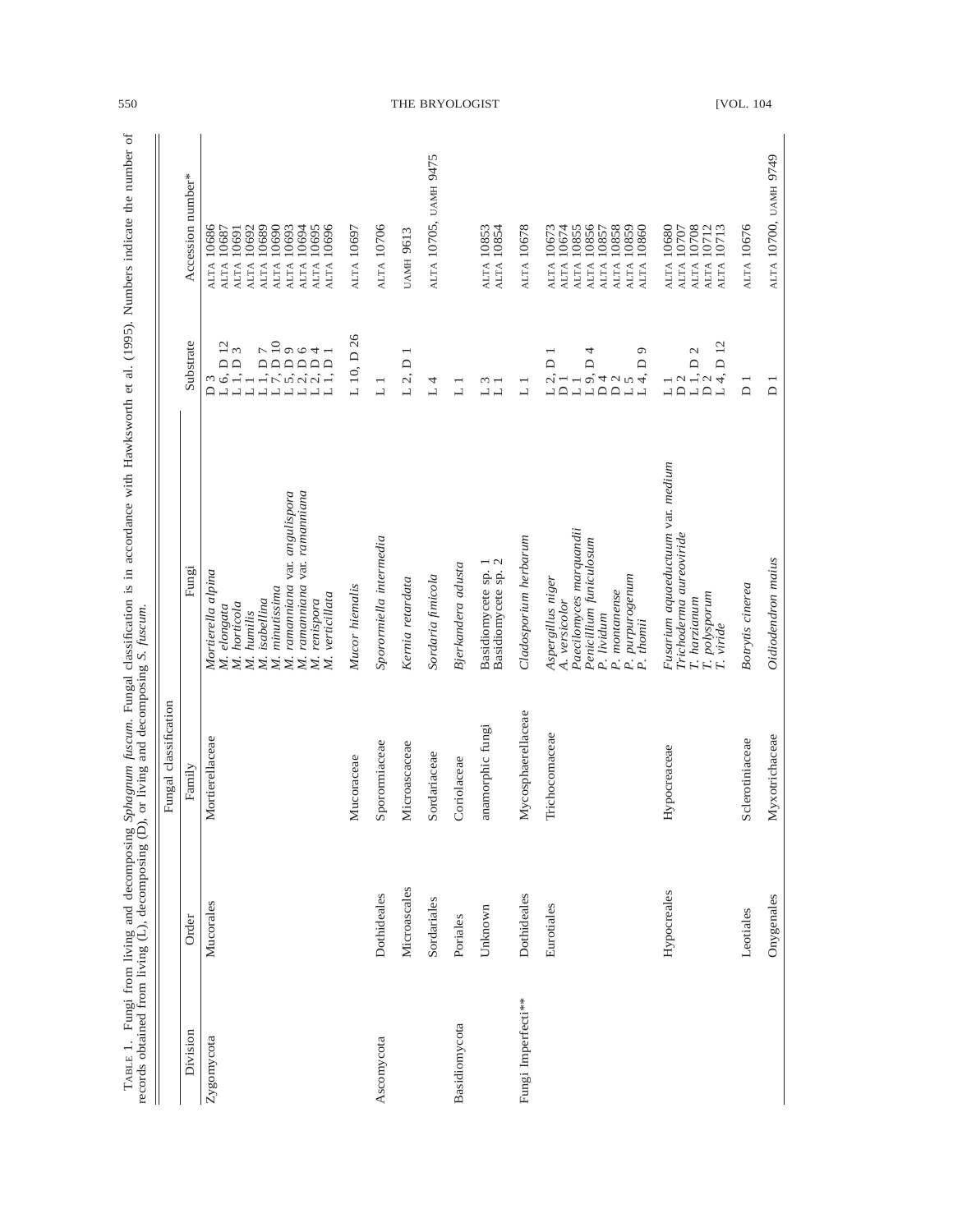TABLE 1. Fungi from living and decomposing *Sphagnum fuscum*. Fungal classification is in accordance with Hawksworth et al. (1995). Numbers indicate the number of records obtained from living (L), decomposing (D), or living and decomposing *S. fuscum*.

| Fungal classification | | | | | |
|---|---|---|---|---|---|
| Division | Order | Family | Fungi | Substrate | Accession number* |
| Zygomycota | Mucorales | Mortierellaceae | *Mortierella alpina* | D 3 | ALTA 10686 |
| | | | *M. elongata* | L 6, D 12 | ALTA 10687 |
| | | | *M. horticola* | L 1, D 3 | ALTA 10691 |
| | | | *M. humilis* | L 1 | ALTA 10692 |
| | | | *M. isabellina* | L 1, D 7 | ALTA 10689 |
| | | | *M. minutissima* | L 7, D 10 | ALTA 10690 |
| | | | *M. ramanniana* var. *angulispora* | L 5, D 9 | ALTA 10693 |
| | | | *M. ramanniana* var. *ramanniana* | L 2, D 6 | ALTA 10694 |
| | | | *M. renispora* | L 2, D 4 | ALTA 10695 |
| | | | *M. verticillata* | L 1, D 1 | ALTA 10696 |
| | | Mucoraceae | *Mucor hiemalis* | L 10, D 26 | ALTA 10697 |
| Ascomycota | Dothideales | Sporormiaceae | *Sporormiella intermedia* | L 1 | ALTA 10706 |
| | Microascales | Microascaceae | *Kernia retardata* | L 2, D 1 | UAMH 9613 |
| | Sordariales | Sordariaceae | *Sordaria fimicola* | L 4 | ALTA 10705, UAMH 9475 |
| Basidiomycota | Poriales | Coriolaceae | *Bjerkandera adusta* | L 1 | |
| | Unknown | anamorphic fungi | Basidiomycete sp. 1 | L 3 | ALTA 10853 |
| | | | Basidiomycete sp. 2 | L 1 | ALTA 10854 |
| Fungi Imperfecti** | Dothideales | Mycosphaerellaceae | *Cladosporium herbarum* | L 1 | ALTA 10678 |
| | Eurotiales | Trichocomaceae | *Aspergillus niger* | L 2, D 1 | ALTA 10673 |
| | | | *A. versicolor* | D 1 | ALTA 10674 |
| | | | *Paecilomyces marquandii* | L 1 | ALTA 10855 |
| | | | *Penicillium funiculosum* | L 9, D 4 | ALTA 10856 |
| | | | *P. lividum* | D 4 | ALTA 10857 |
| | | | *P. montanense* | D 2 | ALTA 10858 |
| | | | *P. purpurogenum* | L 5 | ALTA 10859 |
| | | | *P. thomii* | L 4, D 9 | ALTA 10860 |
| | Hypocreales | Hypocreaceae | *Fusarium aquaeductuum* var. *medium* | L 1 | ALTA 10680 |
| | | | *Trichoderma aureoviride* | D 2 | ALTA 10707 |
| | | | *T. harzianum* | L 1, D 2 | ALTA 10708 |
| | | | *T. polysporum* | D 2 | ALTA 10712 |
| | | | *T. viride* | L 4, D 12 | ALTA 10713 |
| | Leotiales | Sclerotiniaceae | *Botrytis cinerea* | D 1 | ALTA 10676 |
| | Onygenales | Myxotrichaceae | *Oidiodendron maius* | D 1 | ALTA 10700, UAMH 9749 |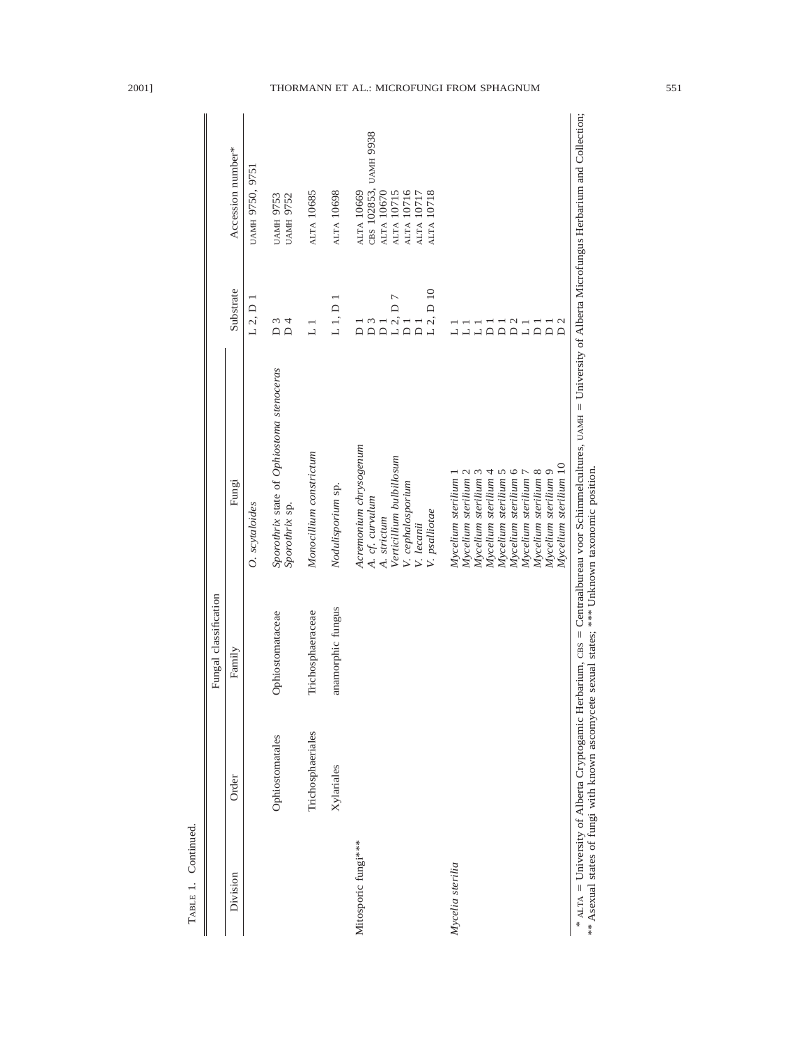TABLE 1. Continued.

| Fungal classification | | | | | |
|---|---|---|---|---|---|
| Division | Order | Family | Fungi | Substrate | Accession number* |
| | | | *O. scytaloides* | L 2, D 1 | UAMH 9750, 9751 |
| | Ophiostomatales | Ophiostomataceae | *Sporothrix* state of *Ophiostoma stenoceras* | D 3 | UAMH 9753 |
| | | | *Sporothrix* sp. | D 4 | UAMH 9752 |
| | Trichosphaeriales | Trichosphaeraceae | *Monocillium constrictum* | L 1 | ALTA 10685 |
| | Xylariales | anamorphic fungus | *Nodulisporium* sp. | L 1, D 1 | ALTA 10698 |
| Mitosporic fungi*** | | | *Acremonium chrysogenum* | D 1 | ALTA 10669 |
| | | | *A.* cf. *curvulum* | D 3 | CBS 102853, UAMH 9938 |
| | | | *A. strictum* | D 1 | ALTA 10670 |
| | | | *Verticillium bulbillosum* | L 2, D 7 | ALTA 10715 |
| | | | *V. cephalosporium* | D 1 | ALTA 10716 |
| | | | *V. lecanii* | D 1 | ALTA 10717 |
| | | | *V. psalliotae* | L 2, D 10 | ALTA 10718 |
| *Mycelia sterilia* | | | *Mycelium sterilium* 1 | L 1 | |
| | | | *Mycelium sterilium* 2 | L 1 | |
| | | | *Mycelium sterilium* 3 | L 1 | |
| | | | *Mycelium sterilium* 4 | D 1 | |
| | | | *Mycelium sterilium* 5 | D 1 | |
| | | | *Mycelium sterilium* 6 | D 2 | |
| | | | *Mycelium sterilium* 7 | L 1 | |
| | | | *Mycelium sterilium* 8 | D 1 | |
| | | | *Mycelium sterilium* 9 | D 1 | |
| | | | *Mycelium sterilium* 10 | D 2 | |

\* ALTA = University of Alberta Cryptogamic Herbarium, CBS = Centraalbureau voor Schimmelcultures, UAMH = University of Alberta Microfungus Herbarium and Collection;
** Asexual states of fungi with known ascomycete sexual states; *** Unknown taxonomic position.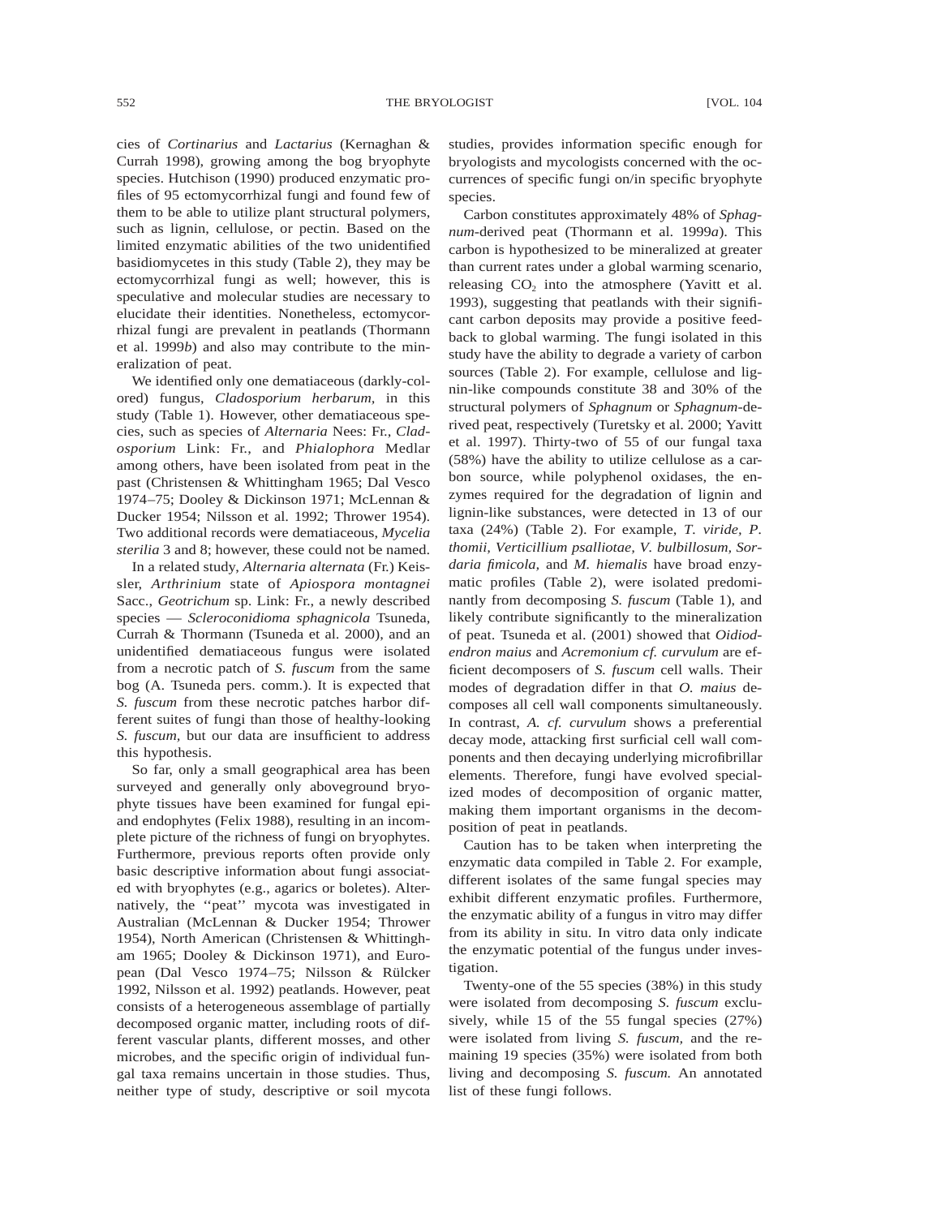cies of *Cortinarius* and *Lactarius* (Kernaghan & Currah 1998), growing among the bog bryophyte species. Hutchison (1990) produced enzymatic profiles of 95 ectomycorrhizal fungi and found few of them to be able to utilize plant structural polymers, such as lignin, cellulose, or pectin. Based on the limited enzymatic abilities of the two unidentified basidiomycetes in this study (Table 2), they may be ectomycorrhizal fungi as well; however, this is speculative and molecular studies are necessary to elucidate their identities. Nonetheless, ectomycorrhizal fungi are prevalent in peatlands (Thormann et al. 1999*b*) and also may contribute to the mineralization of peat.

We identified only one dematiaceous (darkly-colored) fungus, *Cladosporium herbarum,* in this study (Table 1). However, other dematiaceous species, such as species of *Alternaria* Nees: Fr., *Cladosporium* Link: Fr., and *Phialophora* Medlar among others, have been isolated from peat in the past (Christensen & Whittingham 1965; Dal Vesco 1974–75; Dooley & Dickinson 1971; McLennan & Ducker 1954; Nilsson et al. 1992; Thrower 1954). Two additional records were dematiaceous, *Mycelia sterilia* 3 and 8; however, these could not be named.

In a related study, *Alternaria alternata* (Fr.) Keissler, *Arthrinium* state of *Apiospora montagnei* Sacc., *Geotrichum* sp. Link: Fr., a newly described species — *Scleroconidioma sphagnicola* Tsuneda, Currah & Thormann (Tsuneda et al. 2000), and an unidentified dematiaceous fungus were isolated from a necrotic patch of *S. fuscum* from the same bog (A. Tsuneda pers. comm.). It is expected that *S. fuscum* from these necrotic patches harbor different suites of fungi than those of healthy-looking *S. fuscum,* but our data are insufficient to address this hypothesis.

So far, only a small geographical area has been surveyed and generally only aboveground bryophyte tissues have been examined for fungal epi- and endophytes (Felix 1988), resulting in an incomplete picture of the richness of fungi on bryophytes. Furthermore, previous reports often provide only basic descriptive information about fungi associated with bryophytes (e.g., agarics or boletes). Alternatively, the ''peat'' mycota was investigated in Australian (McLennan & Ducker 1954; Thrower 1954), North American (Christensen & Whittingham 1965; Dooley & Dickinson 1971), and European (Dal Vesco 1974–75; Nilsson & Rülcker 1992, Nilsson et al. 1992) peatlands. However, peat consists of a heterogeneous assemblage of partially decomposed organic matter, including roots of different vascular plants, different mosses, and other microbes, and the specific origin of individual fungal taxa remains uncertain in those studies. Thus, neither type of study, descriptive or soil mycota studies, provides information specific enough for bryologists and mycologists concerned with the occurrences of specific fungi on/in specific bryophyte species.

Carbon constitutes approximately 48% of *Sphagnum*-derived peat (Thormann et al. 1999*a*). This carbon is hypothesized to be mineralized at greater than current rates under a global warming scenario, releasing $CO_2$ into the atmosphere (Yavitt et al. 1993), suggesting that peatlands with their significant carbon deposits may provide a positive feedback to global warming. The fungi isolated in this study have the ability to degrade a variety of carbon sources (Table 2). For example, cellulose and lignin-like compounds constitute 38 and 30% of the structural polymers of *Sphagnum* or *Sphagnum*-derived peat, respectively (Turetsky et al. 2000; Yavitt et al. 1997). Thirty-two of 55 of our fungal taxa (58%) have the ability to utilize cellulose as a carbon source, while polyphenol oxidases, the enzymes required for the degradation of lignin and lignin-like substances, were detected in 13 of our taxa (24%) (Table 2). For example, *T. viride, P. thomii, Verticillium psalliotae, V. bulbillosum, Sordaria fimicola,* and *M. hiemalis* have broad enzymatic profiles (Table 2), were isolated predominantly from decomposing *S. fuscum* (Table 1), and likely contribute significantly to the mineralization of peat. Tsuneda et al. (2001) showed that *Oidiodendron maius* and *Acremonium cf. curvulum* are efficient decomposers of *S. fuscum* cell walls. Their modes of degradation differ in that *O. maius* decomposes all cell wall components simultaneously. In contrast, *A. cf. curvulum* shows a preferential decay mode, attacking first surficial cell wall components and then decaying underlying microfibrillar elements. Therefore, fungi have evolved specialized modes of decomposition of organic matter, making them important organisms in the decomposition of peat in peatlands.

Caution has to be taken when interpreting the enzymatic data compiled in Table 2. For example, different isolates of the same fungal species may exhibit different enzymatic profiles. Furthermore, the enzymatic ability of a fungus in vitro may differ from its ability in situ. In vitro data only indicate the enzymatic potential of the fungus under investigation.

Twenty-one of the 55 species (38%) in this study were isolated from decomposing *S. fuscum* exclusively, while 15 of the 55 fungal species (27%) were isolated from living *S. fuscum,* and the remaining 19 species (35%) were isolated from both living and decomposing *S. fuscum.* An annotated list of these fungi follows.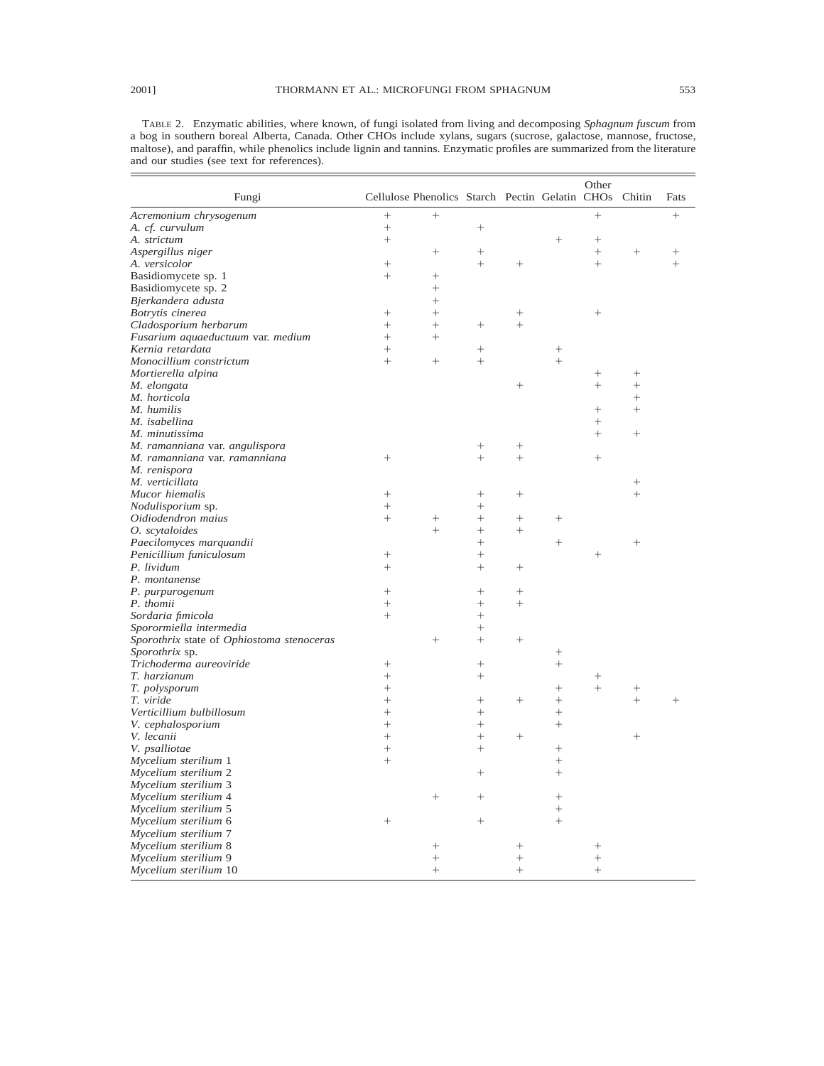TABLE 2. Enzymatic abilities, where known, of fungi isolated from living and decomposing *Sphagnum fuscum* from a bog in southern boreal Alberta, Canada. Other CHOs include xylans, sugars (sucrose, galactose, mannose, fructose, maltose), and paraffin, while phenolics include lignin and tannins. Enzymatic profiles are summarized from the literature and our studies (see text for references).

| Fungi | Cellulose | Phenolics | Starch | Pectin | Gelatin | Other CHOs | Chitin | Fats |
|---|---|---|---|---|---|---|---|---|
| *Acremonium chrysogenum* | + | + | | | | + | | + |
| *A.* cf. *curvulum* | + | | + | | | | | |
| *A. strictum* | + | | | | + | + | | |
| *Aspergillus niger* | | + | + | | | + | + | + |
| *A. versicolor* | + | | + | + | | + | | + |
| Basidiomycete sp. 1 | + | + | | | | | | |
| Basidiomycete sp. 2 | | + | | | | | | |
| *Bjerkandera adusta* | | + | | | | | | |
| *Botrytis cinerea* | + | + | | + | | + | | |
| *Cladosporium herbarum* | + | + | + | + | | | | |
| *Fusarium aquaeductuum* var. *medium* | + | + | | | | | | |
| *Kernia retardata* | + | | + | | + | | | |
| *Monocillium constrictum* | + | + | + | | + | | | |
| *Mortierella alpina* | | | | | | + | + | |
| *M. elongata* | | | | + | | + | + | |
| *M. horticola* | | | | | | | + | |
| *M. humilis* | | | | | | + | + | |
| *M. isabellina* | | | | | | + | | |
| *M. minutissima* | | | | | | + | + | |
| *M. ramanniana* var. *angulispora* | | | + | + | | | | |
| *M. ramanniana* var. *ramanniana* | + | | + | + | | + | | |
| *M. renispora* | | | | | | | | |
| *M. verticillata* | | | | | | | + | |
| *Mucor hiemalis* | + | | + | + | | | + | |
| *Nodulisporium* sp. | + | | + | | | | | |
| *Oidiodendron maius* | + | + | + | + | + | | | |
| *O. scytaloides* | | + | + | + | | | | |
| *Paecilomyces marquandii* | | | + | | + | | + | |
| *Penicillium funiculosum* | + | | + | | | + | | |
| *P. lividum* | + | | + | + | | | | |
| *P. montanense* | | | | | | | | |
| *P. purpurogenum* | + | | + | + | | | | |
| *P. thomii* | + | | + | + | | | | |
| *Sordaria fimicola* | + | | + | | | | | |
| *Sporormiella intermedia* | | | + | | | | | |
| *Sporothrix* state of *Ophiostoma stenoceras* | | + | + | + | | | | |
| *Sporothrix* sp. | | | | | + | | | |
| *Trichoderma aureoviride* | + | | + | | + | | | |
| *T. harzianum* | + | | + | | | + | | |
| *T. polysporum* | + | | | | + | + | + | |
| *T. viride* | + | | + | + | + | | + | + |
| *Verticillium bulbillosum* | + | | + | | + | | | |
| *V. cephalosporium* | + | | + | | + | | | |
| *V. lecanii* | + | | + | + | | | + | |
| *V. psalliotae* | + | | + | | + | | | |
| *Mycelium sterilium* 1 | + | | | | + | | | |
| *Mycelium sterilium* 2 | | | + | | + | | | |
| *Mycelium sterilium* 3 | | | | | | | | |
| *Mycelium sterilium* 4 | | + | + | | + | | | |
| *Mycelium sterilium* 5 | | | | | + | | | |
| *Mycelium sterilium* 6 | + | | + | | + | | | |
| *Mycelium sterilium* 7 | | | | | | | | |
| *Mycelium sterilium* 8 | | + | | + | | + | | |
| *Mycelium sterilium* 9 | | + | | + | | + | | |
| *Mycelium sterilium* 10 | | + | | + | | + | | |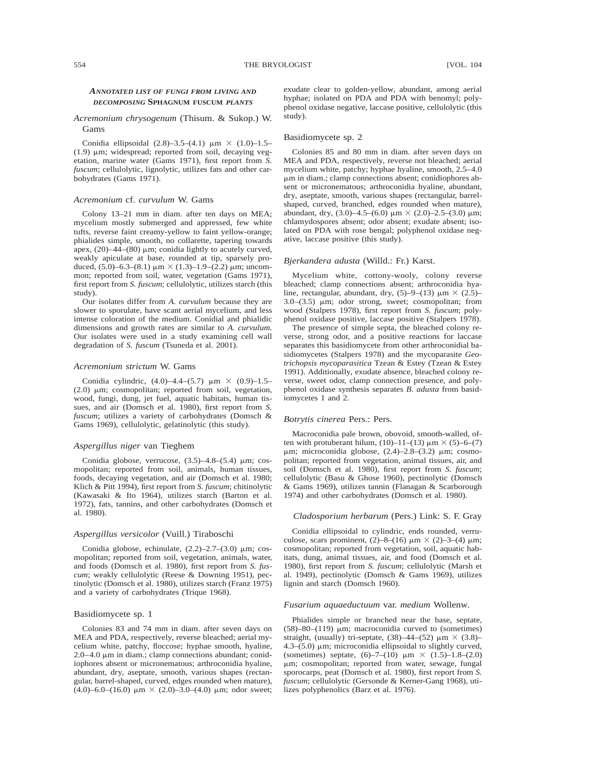### *Annotated list of fungi from living and decomposing* Sphagnum fuscum *plants*

#### *Acremonium chrysogenum* (Thisum. & Sukop.) W. Gams

Conidia ellipsoidal (2.8)–3.5–(4.1) μm × (1.0)–1.5–(1.9) μm; widespread; reported from soil, decaying vegetation, marine water (Gams 1971), first report from *S. fuscum*; cellulolytic, lignolytic, utilizes fats and other carbohydrates (Gams 1971).

#### *Acremonium* cf. *curvulum* W. Gams

Colony 13–21 mm in diam. after ten days on MEA; mycelium mostly submerged and appressed, few white tufts, reverse faint creamy-yellow to faint yellow-orange; phialides simple, smooth, no collarette, tapering towards apex, (20)–44–(80) μm; conidia lightly to acutely curved, weakly apiculate at base, rounded at tip, sparsely produced, (5.0)–6.3–(8.1) μm × (1.3)–1.9–(2.2) μm; uncommon; reported from soil, water, vegetation (Gams 1971), first report from *S. fuscum*; cellulolytic, utilizes starch (this study).

Our isolates differ from *A. curvulum* because they are slower to sporulate, have scant aerial mycelium, and less intense coloration of the medium. Conidial and phialidic dimensions and growth rates are similar to *A. curvulum.* Our isolates were used in a study examining cell wall degradation of *S. fuscum* (Tsuneda et al. 2001).

#### *Acremonium strictum* W. Gams

Conidia cylindric, (4.0)–4.4–(5.7) μm × (0.9)–1.5–(2.0) μm; cosmopolitan; reported from soil, vegetation, wood, fungi, dung, jet fuel, aquatic habitats, human tissues, and air (Domsch et al. 1980), first report from *S. fuscum*; utilizes a variety of carbohydrates (Domsch & Gams 1969), cellulolytic, gelatinolytic (this study).

#### *Aspergillus niger* van Tieghem

Conidia globose, verrucose, (3.5)–4.8–(5.4) μm; cosmopolitan; reported from soil, animals, human tissues, foods, decaying vegetation, and air (Domsch et al. 1980; Klich & Pitt 1994), first report from *S. fuscum*; chitinolytic (Kawasaki & Ito 1964), utilizes starch (Barton et al. 1972), fats, tannins, and other carbohydrates (Domsch et al. 1980).

#### *Aspergillus versicolor* (Vuill.) Tiraboschi

Conidia globose, echinulate, (2.2)–2.7–(3.0) μm; cosmopolitan; reported from soil, vegetation, animals, water, and foods (Domsch et al. 1980), first report from *S. fuscum*; weakly cellulolytic (Reese & Downing 1951), pectinolytic (Domsch et al. 1980), utilizes starch (Franz 1975) and a variety of carbohydrates (Trique 1968).

#### Basidiomycete sp. 1

Colonies 83 and 74 mm in diam. after seven days on MEA and PDA, respectively, reverse bleached; aerial mycelium white, patchy, floccose; hyphae smooth, hyaline, 2.0–4.0 μm in diam.; clamp connections abundant; conidiophores absent or micronematous; arthroconidia hyaline, abundant, dry, aseptate, smooth, various shapes (rectangular, barrel-shaped, curved, edges rounded when mature), (4.0)–6.0–(16.0) μm × (2.0)–3.0–(4.0) μm; odor sweet; exudate clear to golden-yellow, abundant, among aerial hyphae; isolated on PDA and PDA with benomyl; polyphenol oxidase negative, laccase positive, cellulolytic (this study).

#### Basidiomycete sp. 2

Colonies 85 and 80 mm in diam. after seven days on MEA and PDA, respectively, reverse not bleached; aerial mycelium white, patchy; hyphae hyaline, smooth, 2.5–4.0 μm in diam.; clamp connections absent; conidiophores absent or micronematous; arthroconidia hyaline, abundant, dry, aseptate, smooth, various shapes (rectangular, barrel-shaped, curved, branched, edges rounded when mature), abundant, dry, (3.0)–4.5–(6.0) μm × (2.0)–2.5–(3.0) μm; chlamydospores absent; odor absent; exudate absent; isolated on PDA with rose bengal; polyphenol oxidase negative, laccase positive (this study).

#### *Bjerkandera adusta* (Willd.: Fr.) Karst.

Mycelium white, cottony-wooly, colony reverse bleached; clamp connections absent; arthroconidia hyaline, rectangular, abundant, dry, (5)–9–(13) μm × (2.5)–3.0–(3.5) μm; odor strong, sweet; cosmopolitan; from wood (Stalpers 1978), first report from *S. fuscum*; polyphenol oxidase positive, laccase positive (Stalpers 1978).

The presence of simple septa, the bleached colony reverse, strong odor, and a positive reactions for laccase separates this basidiomycete from other arthroconidial basidiomycetes (Stalpers 1978) and the mycoparasite *Geotrichopsis mycoparasitica* Tzean & Estey (Tzean & Estey 1991). Additionally, exudate absence, bleached colony reverse, sweet odor, clamp connection presence, and polyphenol oxidase synthesis separates *B. adusta* from basidiomycetes 1 and 2.

#### *Botrytis cinerea* Pers.: Pers.

Macroconidia pale brown, obovoid, smooth-walled, often with protuberant hilum, (10)–11–(13) μm × (5)–6–(7) μm; microconidia globose, (2.4)–2.8–(3.2) μm; cosmopolitan; reported from vegetation, animal tissues, air, and soil (Domsch et al. 1980), first report from *S. fuscum*; cellulolytic (Basu & Ghose 1960), pectinolytic (Domsch & Gams 1969), utilizes tannin (Flanagan & Scarborough 1974) and other carbohydrates (Domsch et al. 1980).

#### *Cladosporium herbarum* (Pers.) Link: S. F. Gray

Conidia ellipsoidal to cylindric, ends rounded, verruculose, scars prominent, (2)–8–(16) μm × (2)–3–(4) μm; cosmopolitan; reported from vegetation, soil, aquatic habitats, dung, animal tissues, air, and food (Domsch et al. 1980), first report from *S. fuscum*; cellulolytic (Marsh et al. 1949), pectinolytic (Domsch & Gams 1969), utilizes lignin and starch (Domsch 1960).

#### *Fusarium aquaeductuum* var. *medium* Wollenw.

Phialides simple or branched near the base, septate, (58)–80–(119) μm; macroconidia curved to (sometimes) straight, (usually) tri-septate, (38)–44–(52) μm × (3.8)–4.3–(5.0) μm; microconidia ellipsoidal to slightly curved, (sometimes) septate, (6)–7–(10) μm × (1.5)–1.8–(2.0) μm; cosmopolitan; reported from water, sewage, fungal sporocarps, peat (Domsch et al. 1980), first report from *S. fuscum*; cellulolytic (Gersonde & Kerner-Gang 1968), utilizes polyphenolics (Barz et al. 1976).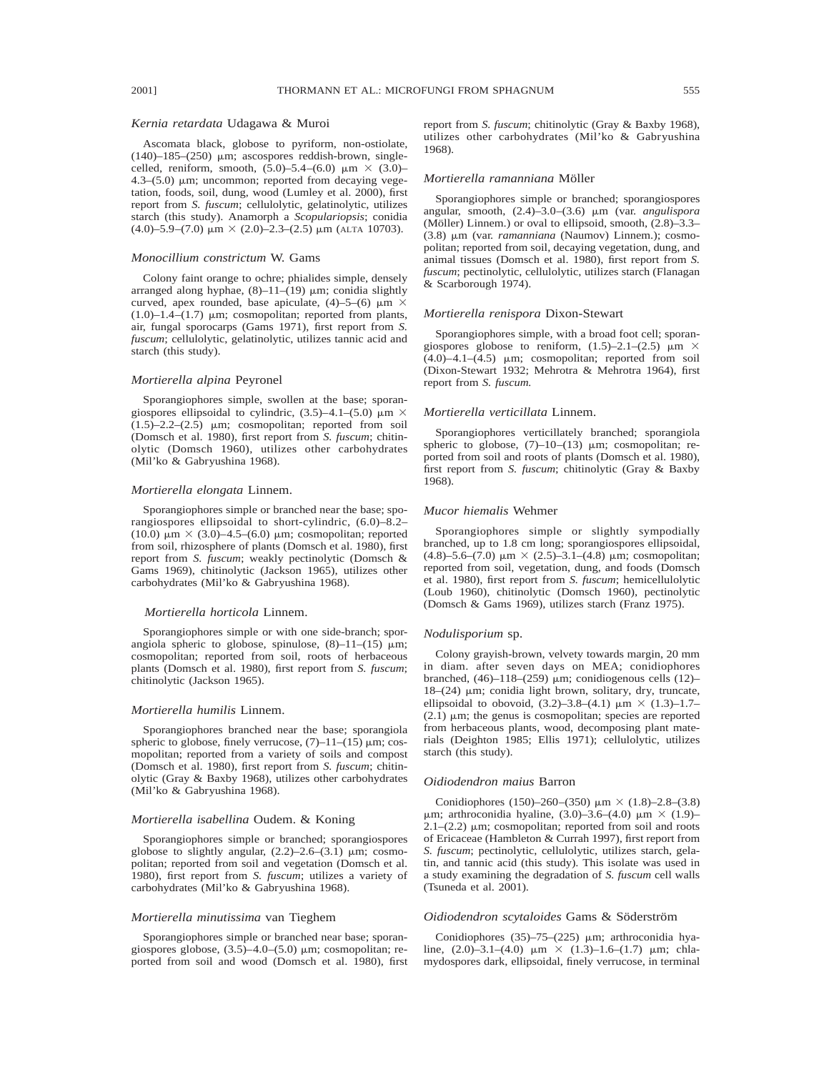### *Kernia retardata* Udagawa & Muroi

Ascomata black, globose to pyriform, non-ostiolate, (140)–185–(250) μm; ascospores reddish-brown, single-celled, reniform, smooth, (5.0)–5.4–(6.0) μm × (3.0)–4.3–(5.0) μm; uncommon; reported from decaying vegetation, foods, soil, dung, wood (Lumley et al. 2000), first report from *S. fuscum*; cellulolytic, gelatinolytic, utilizes starch (this study). Anamorph a *Scopulariopsis*; conidia (4.0)–5.9–(7.0) μm × (2.0)–2.3–(2.5) μm (ALTA 10703).

### *Monocillium constrictum* W. Gams

Colony faint orange to ochre; phialides simple, densely arranged along hyphae, (8)–11–(19) μm; conidia slightly curved, apex rounded, base apiculate, (4)–5–(6) μm × (1.0)–1.4–(1.7) μm; cosmopolitan; reported from plants, air, fungal sporocarps (Gams 1971), first report from *S. fuscum*; cellulolytic, gelatinolytic, utilizes tannic acid and starch (this study).

### *Mortierella alpina* Peyronel

Sporangiophores simple, swollen at the base; sporangiospores ellipsoidal to cylindric, (3.5)–4.1–(5.0) μm × (1.5)–2.2–(2.5) μm; cosmopolitan; reported from soil (Domsch et al. 1980), first report from *S. fuscum*; chitinolytic (Domsch 1960), utilizes other carbohydrates (Mil'ko & Gabryushina 1968).

### *Mortierella elongata* Linnem.

Sporangiophores simple or branched near the base; sporangiospores ellipsoidal to short-cylindric, (6.0)–8.2–(10.0) μm × (3.0)–4.5–(6.0) μm; cosmopolitan; reported from soil, rhizosphere of plants (Domsch et al. 1980), first report from *S. fuscum*; weakly pectinolytic (Domsch & Gams 1969), chitinolytic (Jackson 1965), utilizes other carbohydrates (Mil'ko & Gabryushina 1968).

### *Mortierella horticola* Linnem.

Sporangiophores simple or with one side-branch; sporangiola spheric to globose, spinulose, (8)–11–(15) μm; cosmopolitan; reported from soil, roots of herbaceous plants (Domsch et al. 1980), first report from *S. fuscum*; chitinolytic (Jackson 1965).

### *Mortierella humilis* Linnem.

Sporangiophores branched near the base; sporangiola spheric to globose, finely verrucose, (7)–11–(15) μm; cosmopolitan; reported from a variety of soils and compost (Domsch et al. 1980), first report from *S. fuscum*; chitinolytic (Gray & Baxby 1968), utilizes other carbohydrates (Mil'ko & Gabryushina 1968).

### *Mortierella isabellina* Oudem. & Koning

Sporangiophores simple or branched; sporangiospores globose to slightly angular, (2.2)–2.6–(3.1) μm; cosmopolitan; reported from soil and vegetation (Domsch et al. 1980), first report from *S. fuscum*; utilizes a variety of carbohydrates (Mil'ko & Gabryushina 1968).

### *Mortierella minutissima* van Tieghem

Sporangiophores simple or branched near base; sporangiospores globose, (3.5)–4.0–(5.0) μm; cosmopolitan; reported from soil and wood (Domsch et al. 1980), first report from *S. fuscum*; chitinolytic (Gray & Baxby 1968), utilizes other carbohydrates (Mil'ko & Gabryushina 1968).

### *Mortierella ramanniana* Möller

Sporangiophores simple or branched; sporangiospores angular, smooth, (2.4)–3.0–(3.6) μm (var. *angulispora* (Möller) Linnem.) or oval to ellipsoid, smooth, (2.8)–3.3–(3.8) μm (var. *ramanniana* (Naumov) Linnem.); cosmopolitan; reported from soil, decaying vegetation, dung, and animal tissues (Domsch et al. 1980), first report from *S. fuscum*; pectinolytic, cellulolytic, utilizes starch (Flanagan & Scarborough 1974).

### *Mortierella renispora* Dixon-Stewart

Sporangiophores simple, with a broad foot cell; sporangiospores globose to reniform, (1.5)–2.1–(2.5) μm × (4.0)–4.1–(4.5) μm; cosmopolitan; reported from soil (Dixon-Stewart 1932; Mehrotra & Mehrotra 1964), first report from *S. fuscum.*

### *Mortierella verticillata* Linnem.

Sporangiophores verticillately branched; sporangiola spheric to globose, (7)–10–(13) μm; cosmopolitan; reported from soil and roots of plants (Domsch et al. 1980), first report from *S. fuscum*; chitinolytic (Gray & Baxby 1968).

### *Mucor hiemalis* Wehmer

Sporangiophores simple or slightly sympodially branched, up to 1.8 cm long; sporangiospores ellipsoidal, (4.8)–5.6–(7.0) μm × (2.5)–3.1–(4.8) μm; cosmopolitan; reported from soil, vegetation, dung, and foods (Domsch et al. 1980), first report from *S. fuscum*; hemicellulolytic (Loub 1960), chitinolytic (Domsch 1960), pectinolytic (Domsch & Gams 1969), utilizes starch (Franz 1975).

### *Nodulisporium* sp.

Colony grayish-brown, velvety towards margin, 20 mm in diam. after seven days on MEA; conidiophores branched, (46)–118–(259) μm; conidiogenous cells (12)–18–(24) μm; conidia light brown, solitary, dry, truncate, ellipsoidal to obovoid, (3.2)–3.8–(4.1) μm × (1.3)–1.7–(2.1) μm; the genus is cosmopolitan; species are reported from herbaceous plants, wood, decomposing plant materials (Deighton 1985; Ellis 1971); cellulolytic, utilizes starch (this study).

### *Oidiodendron maius* Barron

Conidiophores (150)–260–(350) μm × (1.8)–2.8–(3.8) μm; arthroconidia hyaline, (3.0)–3.6–(4.0) μm × (1.9)–2.1–(2.2) μm; cosmopolitan; reported from soil and roots of Ericaceae (Hambleton & Currah 1997), first report from *S. fuscum*; pectinolytic, cellulolytic, utilizes starch, gelatin, and tannic acid (this study). This isolate was used in a study examining the degradation of *S. fuscum* cell walls (Tsuneda et al. 2001).

### *Oidiodendron scytaloides* Gams & Söderström

Conidiophores (35)–75–(225) μm; arthroconidia hyaline, (2.0)–3.1–(4.0) μm × (1.3)–1.6–(1.7) μm; chlamydospores dark, ellipsoidal, finely verrucose, in terminal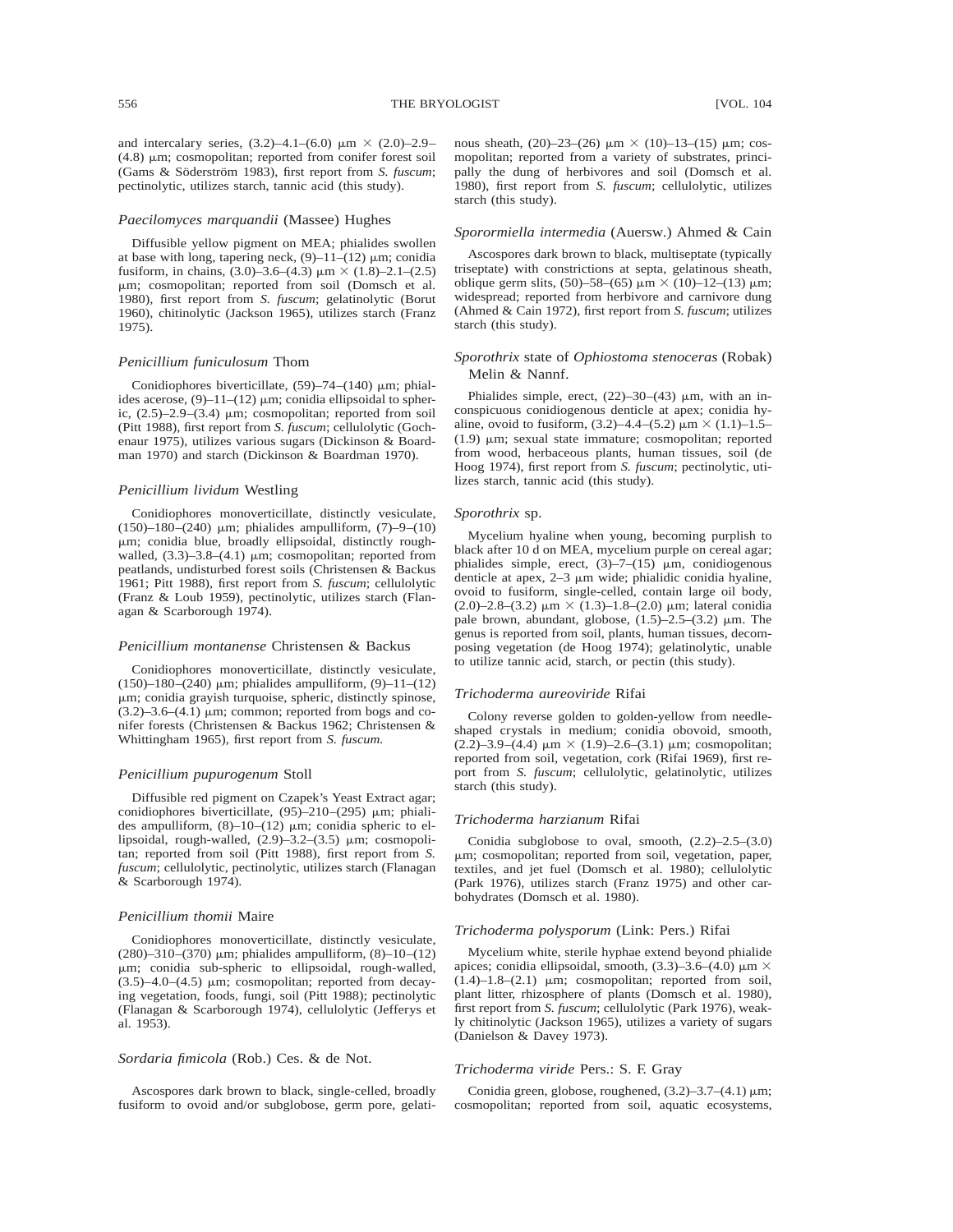and intercalary series, (3.2)–4.1–(6.0) μm × (2.0)–2.9–(4.8) μm; cosmopolitan; reported from conifer forest soil (Gams & Söderström 1983), first report from *S. fuscum*; pectinolytic, utilizes starch, tannic acid (this study).

### *Paecilomyces marquandii* (Massee) Hughes

Diffusible yellow pigment on MEA; phialides swollen at base with long, tapering neck, (9)–11–(12) μm; conidia fusiform, in chains, (3.0)–3.6–(4.3) μm × (1.8)–2.1–(2.5) μm; cosmopolitan; reported from soil (Domsch et al. 1980), first report from *S. fuscum*; gelatinolytic (Borut 1960), chitinolytic (Jackson 1965), utilizes starch (Franz 1975).

### *Penicillium funiculosum* Thom

Conidiophores biverticillate, (59)–74–(140) μm; phialides acerose, (9)–11–(12) μm; conidia ellipsoidal to spheric, (2.5)–2.9–(3.4) μm; cosmopolitan; reported from soil (Pitt 1988), first report from *S. fuscum*; cellulolytic (Gochenaur 1975), utilizes various sugars (Dickinson & Boardman 1970) and starch (Dickinson & Boardman 1970).

### *Penicillium lividum* Westling

Conidiophores monoverticillate, distinctly vesiculate, (150)–180–(240) μm; phialides ampulliform, (7)–9–(10) μm; conidia blue, broadly ellipsoidal, distinctly rough-walled, (3.3)–3.8–(4.1) μm; cosmopolitan; reported from peatlands, undisturbed forest soils (Christensen & Backus 1961; Pitt 1988), first report from *S. fuscum*; cellulolytic (Franz & Loub 1959), pectinolytic, utilizes starch (Flanagan & Scarborough 1974).

### *Penicillium montanense* Christensen & Backus

Conidiophores monoverticillate, distinctly vesiculate, (150)–180–(240) μm; phialides ampulliform, (9)–11–(12) μm; conidia grayish turquoise, spheric, distinctly spinose, (3.2)–3.6–(4.1) μm; common; reported from bogs and conifer forests (Christensen & Backus 1962; Christensen & Whittingham 1965), first report from *S. fuscum.*

### *Penicillium pupurogenum* Stoll

Diffusible red pigment on Czapek's Yeast Extract agar; conidiophores biverticillate, (95)–210–(295) μm; phialides ampulliform, (8)–10–(12) μm; conidia spheric to ellipsoidal, rough-walled, (2.9)–3.2–(3.5) μm; cosmopolitan; reported from soil (Pitt 1988), first report from *S. fuscum*; cellulolytic, pectinolytic, utilizes starch (Flanagan & Scarborough 1974).

### *Penicillium thomii* Maire

Conidiophores monoverticillate, distinctly vesiculate, (280)–310–(370) μm; phialides ampulliform, (8)–10–(12) μm; conidia sub-spheric to ellipsoidal, rough-walled, (3.5)–4.0–(4.5) μm; cosmopolitan; reported from decaying vegetation, foods, fungi, soil (Pitt 1988); pectinolytic (Flanagan & Scarborough 1974), cellulolytic (Jefferys et al. 1953).

### *Sordaria fimicola* (Rob.) Ces. & de Not.

Ascospores dark brown to black, single-celled, broadly fusiform to ovoid and/or subglobose, germ pore, gelatinous sheath, (20)–23–(26) μm × (10)–13–(15) μm; cosmopolitan; reported from a variety of substrates, principally the dung of herbivores and soil (Domsch et al. 1980), first report from *S. fuscum*; cellulolytic, utilizes starch (this study).

### *Sporormiella intermedia* (Auersw.) Ahmed & Cain

Ascospores dark brown to black, multiseptate (typically triseptate) with constrictions at septa, gelatinous sheath, oblique germ slits, (50)–58–(65) μm × (10)–12–(13) μm; widespread; reported from herbivore and carnivore dung (Ahmed & Cain 1972), first report from *S. fuscum*; utilizes starch (this study).

### *Sporothrix* state of *Ophiostoma stenoceras* (Robak) Melin & Nannf.

Phialides simple, erect, (22)–30–(43) μm, with an inconspicuous conidiogenous denticle at apex; conidia hyaline, ovoid to fusiform, (3.2)–4.4–(5.2) μm × (1.1)–1.5–(1.9) μm; sexual state immature; cosmopolitan; reported from wood, herbaceous plants, human tissues, soil (de Hoog 1974), first report from *S. fuscum*; pectinolytic, utilizes starch, tannic acid (this study).

### *Sporothrix* sp.

Mycelium hyaline when young, becoming purplish to black after 10 d on MEA, mycelium purple on cereal agar; phialides simple, erect, (3)–7–(15) μm, conidiogenous denticle at apex, 2–3 μm wide; phialidic conidia hyaline, ovoid to fusiform, single-celled, contain large oil body, (2.0)–2.8–(3.2) μm × (1.3)–1.8–(2.0) μm; lateral conidia pale brown, abundant, globose, (1.5)–2.5–(3.2) μm. The genus is reported from soil, plants, human tissues, decomposing vegetation (de Hoog 1974); gelatinolytic, unable to utilize tannic acid, starch, or pectin (this study).

### *Trichoderma aureoviride* Rifai

Colony reverse golden to golden-yellow from needle-shaped crystals in medium; conidia obovoid, smooth, (2.2)–3.9–(4.4) μm × (1.9)–2.6–(3.1) μm; cosmopolitan; reported from soil, vegetation, cork (Rifai 1969), first report from *S. fuscum*; cellulolytic, gelatinolytic, utilizes starch (this study).

### *Trichoderma harzianum* Rifai

Conidia subglobose to oval, smooth, (2.2)–2.5–(3.0) μm; cosmopolitan; reported from soil, vegetation, paper, textiles, and jet fuel (Domsch et al. 1980); cellulolytic (Park 1976), utilizes starch (Franz 1975) and other carbohydrates (Domsch et al. 1980).

### *Trichoderma polysporum* (Link: Pers.) Rifai

Mycelium white, sterile hyphae extend beyond phialide apices; conidia ellipsoidal, smooth, (3.3)–3.6–(4.0) μm × (1.4)–1.8–(2.1) μm; cosmopolitan; reported from soil, plant litter, rhizosphere of plants (Domsch et al. 1980), first report from *S. fuscum*; cellulolytic (Park 1976), weakly chitinolytic (Jackson 1965), utilizes a variety of sugars (Danielson & Davey 1973).

### *Trichoderma viride* Pers.: S. F. Gray

Conidia green, globose, roughened, (3.2)–3.7–(4.1) μm; cosmopolitan; reported from soil, aquatic ecosystems,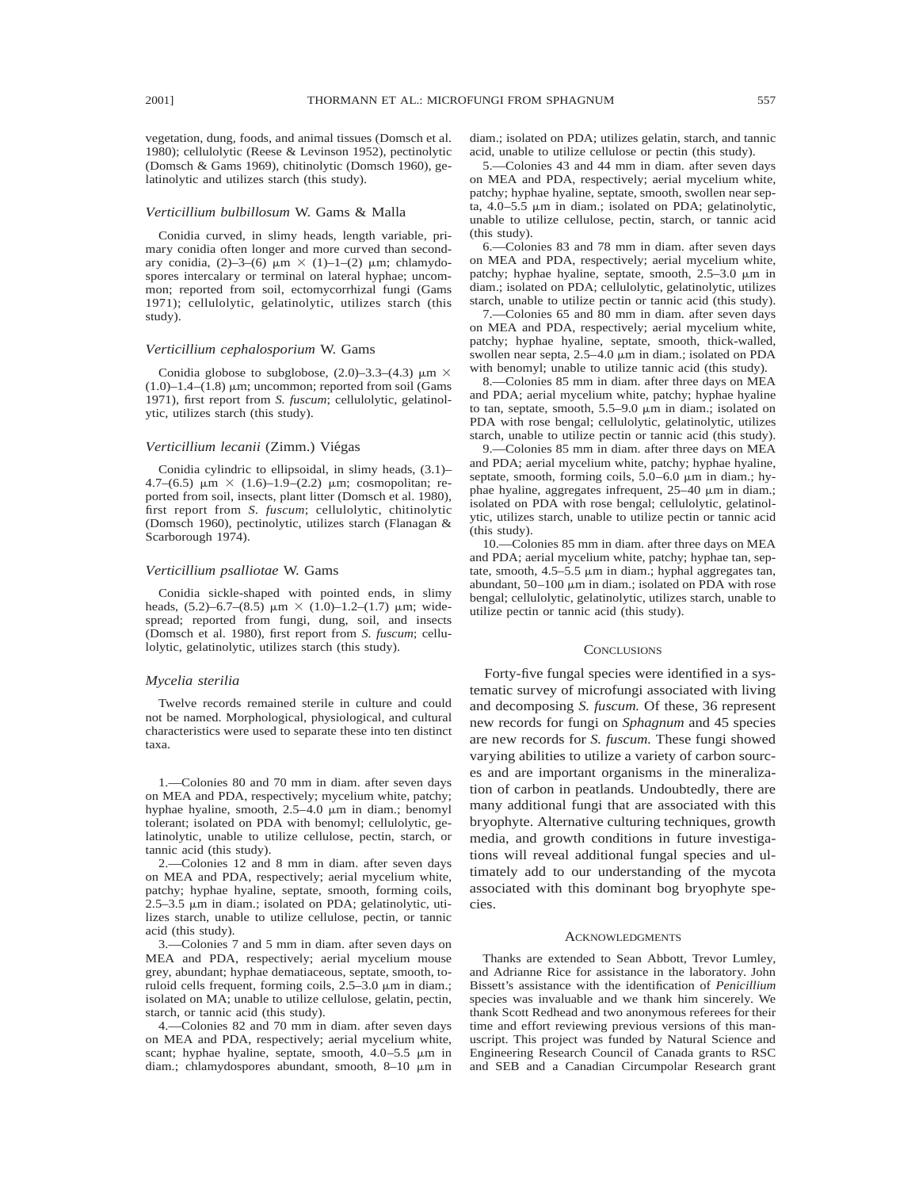vegetation, dung, foods, and animal tissues (Domsch et al. 1980); cellulolytic (Reese & Levinson 1952), pectinolytic (Domsch & Gams 1969), chitinolytic (Domsch 1960), gelatinolytic and utilizes starch (this study).

### *Verticillium bulbillosum* W. Gams & Malla

Conidia curved, in slimy heads, length variable, primary conidia often longer and more curved than secondary conidia, (2)–3–(6) μm × (1)–1–(2) μm; chlamydospores intercalary or terminal on lateral hyphae; uncommon; reported from soil, ectomycorrhizal fungi (Gams 1971); cellulolytic, gelatinolytic, utilizes starch (this study).

### *Verticillium cephalosporium* W. Gams

Conidia globose to subglobose, (2.0)–3.3–(4.3) μm × (1.0)–1.4–(1.8) μm; uncommon; reported from soil (Gams 1971), first report from *S. fuscum*; cellulolytic, gelatinolytic, utilizes starch (this study).

### *Verticillium lecanii* (Zimm.) Viégas

Conidia cylindric to ellipsoidal, in slimy heads, (3.1)–4.7–(6.5) μm × (1.6)–1.9–(2.2) μm; cosmopolitan; reported from soil, insects, plant litter (Domsch et al. 1980), first report from *S. fuscum*; cellulolytic, chitinolytic (Domsch 1960), pectinolytic, utilizes starch (Flanagan & Scarborough 1974).

### *Verticillium psalliotae* W. Gams

Conidia sickle-shaped with pointed ends, in slimy heads, (5.2)–6.7–(8.5) μm × (1.0)–1.2–(1.7) μm; widespread; reported from fungi, dung, soil, and insects (Domsch et al. 1980), first report from *S. fuscum*; cellulolytic, gelatinolytic, utilizes starch (this study).

### *Mycelia sterilia*

Twelve records remained sterile in culture and could not be named. Morphological, physiological, and cultural characteristics were used to separate these into ten distinct taxa.

1.—Colonies 80 and 70 mm in diam. after seven days on MEA and PDA, respectively; mycelium white, patchy; hyphae hyaline, smooth, 2.5–4.0 μm in diam.; benomyl tolerant; isolated on PDA with benomyl; cellulolytic, gelatinolytic, unable to utilize cellulose, pectin, starch, or tannic acid (this study).

2.—Colonies 12 and 8 mm in diam. after seven days on MEA and PDA, respectively; aerial mycelium white, patchy; hyphae hyaline, septate, smooth, forming coils, 2.5–3.5 μm in diam.; isolated on PDA; gelatinolytic, utilizes starch, unable to utilize cellulose, pectin, or tannic acid (this study).

3.—Colonies 7 and 5 mm in diam. after seven days on MEA and PDA, respectively; aerial mycelium mouse grey, abundant; hyphae dematiaceous, septate, smooth, toruloid cells frequent, forming coils, 2.5–3.0 μm in diam.; isolated on MA; unable to utilize cellulose, gelatin, pectin, starch, or tannic acid (this study).

4.—Colonies 82 and 70 mm in diam. after seven days on MEA and PDA, respectively; aerial mycelium white, scant; hyphae hyaline, septate, smooth, 4.0–5.5 μm in diam.; chlamydospores abundant, smooth, 8–10 μm in diam.; isolated on PDA; utilizes gelatin, starch, and tannic acid, unable to utilize cellulose or pectin (this study).

5.—Colonies 43 and 44 mm in diam. after seven days on MEA and PDA, respectively; aerial mycelium white, patchy; hyphae hyaline, septate, smooth, swollen near septa, 4.0–5.5 μm in diam.; isolated on PDA; gelatinolytic, unable to utilize cellulose, pectin, starch, or tannic acid (this study).

6.—Colonies 83 and 78 mm in diam. after seven days on MEA and PDA, respectively; aerial mycelium white, patchy; hyphae hyaline septate, smooth, 2.5–3.0 μm in diam.; isolated on PDA; cellulolytic, gelatinolytic, utilizes starch, unable to utilize pectin or tannic acid (this study).

7.—Colonies 65 and 80 mm in diam. after seven days on MEA and PDA, respectively; aerial mycelium white, patchy; hyphae hyaline, septate, smooth, thick-walled, swollen near septa, 2.5–4.0 μm in diam.; isolated on PDA with benomyl; unable to utilize tannic acid (this study).

8.—Colonies 85 mm in diam. after three days on MEA and PDA; aerial mycelium white, patchy; hyphae hyaline to tan, septate, smooth, 5.5–9.0 μm in diam.; isolated on PDA with rose bengal; cellulolytic, gelatinolytic, utilizes starch, unable to utilize pectin or tannic acid (this study).

9.—Colonies 85 mm in diam. after three days on MEA and PDA; aerial mycelium white, patchy; hyphae hyaline, septate, smooth, forming coils, 5.0–6.0 μm in diam.; hyphae hyaline, aggregates infrequent, 25–40 μm in diam.; isolated on PDA with rose bengal; cellulolytic, gelatinolytic, utilizes starch, unable to utilize pectin or tannic acid (this study).

10.—Colonies 85 mm in diam. after three days on MEA and PDA; aerial mycelium white, patchy; hyphae tan, septate, smooth, 4.5–5.5 μm in diam.; hyphal aggregates tan, abundant, 50–100 μm in diam.; isolated on PDA with rose bengal; cellulolytic, gelatinolytic, utilizes starch, unable to utilize pectin or tannic acid (this study).

## Conclusions

Forty-five fungal species were identified in a systematic survey of microfungi associated with living and decomposing *S. fuscum.* Of these, 36 represent new records for fungi on *Sphagnum* and 45 species are new records for *S. fuscum.* These fungi showed varying abilities to utilize a variety of carbon sources and are important organisms in the mineralization of carbon in peatlands. Undoubtedly, there are many additional fungi that are associated with this bryophyte. Alternative culturing techniques, growth media, and growth conditions in future investigations will reveal additional fungal species and ultimately add to our understanding of the mycota associated with this dominant bog bryophyte species.

## Acknowledgments

Thanks are extended to Sean Abbott, Trevor Lumley, and Adrianne Rice for assistance in the laboratory. John Bissett's assistance with the identification of *Penicillium* species was invaluable and we thank him sincerely. We thank Scott Redhead and two anonymous referees for their time and effort reviewing previous versions of this manuscript. This project was funded by Natural Science and Engineering Research Council of Canada grants to RSC and SEB and a Canadian Circumpolar Research grant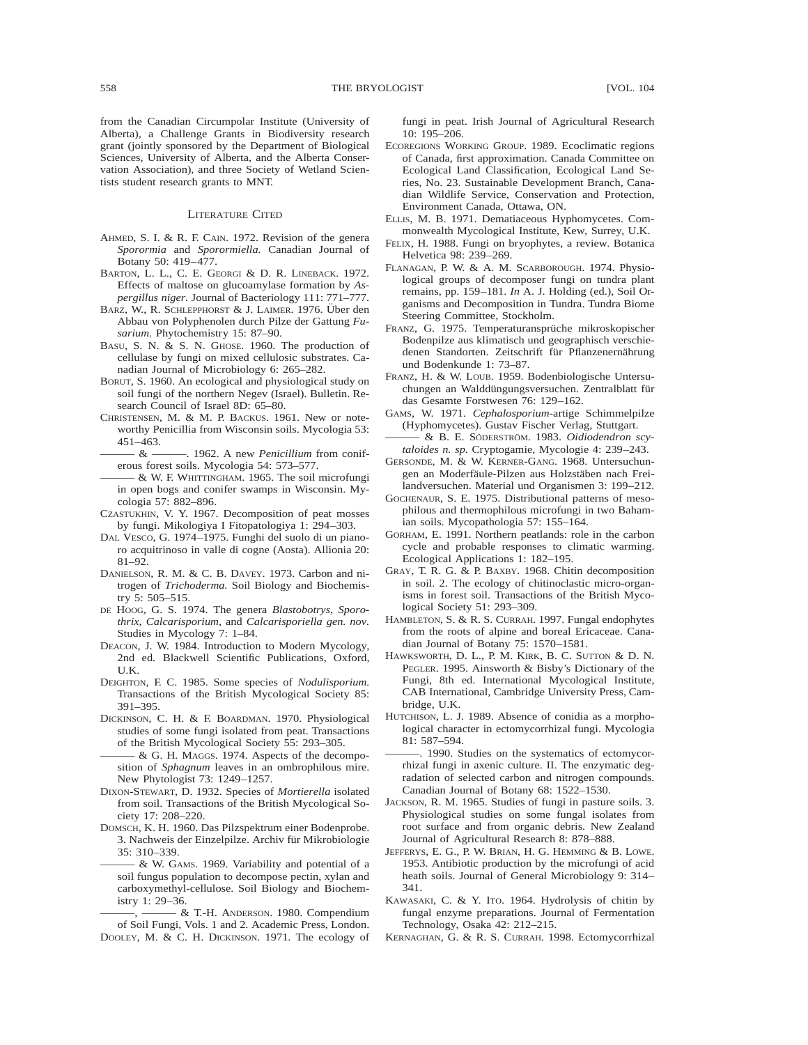from the Canadian Circumpolar Institute (University of Alberta), a Challenge Grants in Biodiversity research grant (jointly sponsored by the Department of Biological Sciences, University of Alberta, and the Alberta Conservation Association), and three Society of Wetland Scientists student research grants to MNT.

## Literature Cited

Ahmed, S. I. & R. F. Cain. 1972. Revision of the genera *Sporormia* and *Sporormiella.* Canadian Journal of Botany 50: 419–477.

Barton, L. L., C. E. Georgi & D. R. Lineback. 1972. Effects of maltose on glucoamylase formation by *Aspergillus niger.* Journal of Bacteriology 111: 771–777.

Barz, W., R. Schlepphorst & J. Laimer. 1976. Über den Abbau von Polyphenolen durch Pilze der Gattung *Fusarium.* Phytochemistry 15: 87–90.

Basu, S. N. & S. N. Ghose. 1960. The production of cellulase by fungi on mixed cellulosic substrates. Canadian Journal of Microbiology 6: 265–282.

Borut, S. 1960. An ecological and physiological study on soil fungi of the northern Negev (Israel). Bulletin. Research Council of Israel 8D: 65–80.

Christensen, M. & M. P. Backus. 1961. New or noteworthy Penicillia from Wisconsin soils. Mycologia 53: 451–463.

——— & ———. 1962. A new *Penicillium* from coniferous forest soils. Mycologia 54: 573–577.

——— & W. F. Whittingham. 1965. The soil microfungi in open bogs and conifer swamps in Wisconsin. Mycologia 57: 882–896.

Czastukhin, V. Y. 1967. Decomposition of peat mosses by fungi. Mikologiya I Fitopatologiya 1: 294–303.

Dal Vesco, G. 1974–1975. Funghi del suolo di un pianoro acquitrinoso in valle di cogne (Aosta). Allionia 20: 81–92.

Danielson, R. M. & C. B. Davey. 1973. Carbon and nitrogen of *Trichoderma.* Soil Biology and Biochemistry 5: 505–515.

de Hoog, G. S. 1974. The genera *Blastobotrys*, *Sporothrix*, *Calcarisporium*, and *Calcarisporiella gen. nov*. Studies in Mycology 7: 1–84.

Deacon, J. W. 1984. Introduction to Modern Mycology, 2nd ed. Blackwell Scientific Publications, Oxford, U.K.

Deighton, F. C. 1985. Some species of *Nodulisporium.* Transactions of the British Mycological Society 85: 391–395.

Dickinson, C. H. & F. Boardman. 1970. Physiological studies of some fungi isolated from peat. Transactions of the British Mycological Society 55: 293–305.

——— & G. H. Maggs. 1974. Aspects of the decomposition of *Sphagnum* leaves in an ombrophilous mire. New Phytologist 73: 1249–1257.

Dixon-Stewart, D. 1932. Species of *Mortierella* isolated from soil. Transactions of the British Mycological Society 17: 208–220.

Domsch, K. H. 1960. Das Pilzspektrum einer Bodenprobe. 3. Nachweis der Einzelpilze. Archiv für Mikrobiologie 35: 310–339.

——— & W. Gams. 1969. Variability and potential of a soil fungus population to decompose pectin, xylan and carboxymethyl-cellulose. Soil Biology and Biochemistry 1: 29–36.

———, ——— & T.-H. Anderson. 1980. Compendium of Soil Fungi, Vols. 1 and 2. Academic Press, London.

Dooley, M. & C. H. Dickinson. 1971. The ecology of fungi in peat. Irish Journal of Agricultural Research 10: 195–206.

Ecoregions Working Group. 1989. Ecoclimatic regions of Canada, first approximation. Canada Committee on Ecological Land Classification, Ecological Land Series, No. 23. Sustainable Development Branch, Canadian Wildlife Service, Conservation and Protection, Environment Canada, Ottawa, ON.

Ellis, M. B. 1971. Dematiaceous Hyphomycetes. Commonwealth Mycological Institute, Kew, Surrey, U.K.

Felix, H. 1988. Fungi on bryophytes, a review. Botanica Helvetica 98: 239–269.

Flanagan, P. W. & A. M. Scarborough. 1974. Physiological groups of decomposer fungi on tundra plant remains, pp. 159–181. *In* A. J. Holding (ed.), Soil Organisms and Decomposition in Tundra. Tundra Biome Steering Committee, Stockholm.

Franz, G. 1975. Temperaturansprüche mikroskopischer Bodenpilze aus klimatisch und geographisch verschiedenen Standorten. Zeitschrift für Pflanzenernährung und Bodenkunde 1: 73–87.

Franz, H. & W. Loub. 1959. Bodenbiologische Untersuchungen an Walddüngungsversuchen. Zentralblatt für das Gesamte Forstwesen 76: 129–162.

Gams, W. 1971. *Cephalosporium*-artige Schimmelpilze (Hyphomycetes). Gustav Fischer Verlag, Stuttgart.

——— & B. E. Söderström. 1983. *Oidiodendron scytaloides n. sp.* Cryptogamie, Mycologie 4: 239–243.

Gersonde, M. & W. Kerner-Gang. 1968. Untersuchungen an Moderfäule-Pilzen aus Holzstäben nach Freilandversuchen. Material und Organismen 3: 199–212.

Gochenaur, S. E. 1975. Distributional patterns of mesophilous and thermophilous microfungi in two Bahamian soils. Mycopathologia 57: 155–164.

Gorham, E. 1991. Northern peatlands: role in the carbon cycle and probable responses to climatic warming. Ecological Applications 1: 182–195.

Gray, T. R. G. & P. Baxby. 1968. Chitin decomposition in soil. 2. The ecology of chitinoclastic micro-organisms in forest soil. Transactions of the British Mycological Society 51: 293–309.

Hambleton, S. & R. S. Currah. 1997. Fungal endophytes from the roots of alpine and boreal Ericaceae. Canadian Journal of Botany 75: 1570–1581.

Hawksworth, D. L., P. M. Kirk, B. C. Sutton & D. N. Pegler. 1995. Ainsworth & Bisby's Dictionary of the Fungi, 8th ed. International Mycological Institute, CAB International, Cambridge University Press, Cambridge, U.K.

Hutchison, L. J. 1989. Absence of conidia as a morphological character in ectomycorrhizal fungi. Mycologia 81: 587–594.

———. 1990. Studies on the systematics of ectomycorrhizal fungi in axenic culture. II. The enzymatic degradation of selected carbon and nitrogen compounds. Canadian Journal of Botany 68: 1522–1530.

Jackson, R. M. 1965. Studies of fungi in pasture soils. 3. Physiological studies on some fungal isolates from root surface and from organic debris. New Zealand Journal of Agricultural Research 8: 878–888.

Jefferys, E. G., P. W. Brian, H. G. Hemming & B. Lowe. 1953. Antibiotic production by the microfungi of acid heath soils. Journal of General Microbiology 9: 314–341.

Kawasaki, C. & Y. Ito. 1964. Hydrolysis of chitin by fungal enzyme preparations. Journal of Fermentation Technology, Osaka 42: 212–215.

Kernaghan, G. & R. S. Currah. 1998. Ectomycorrhizal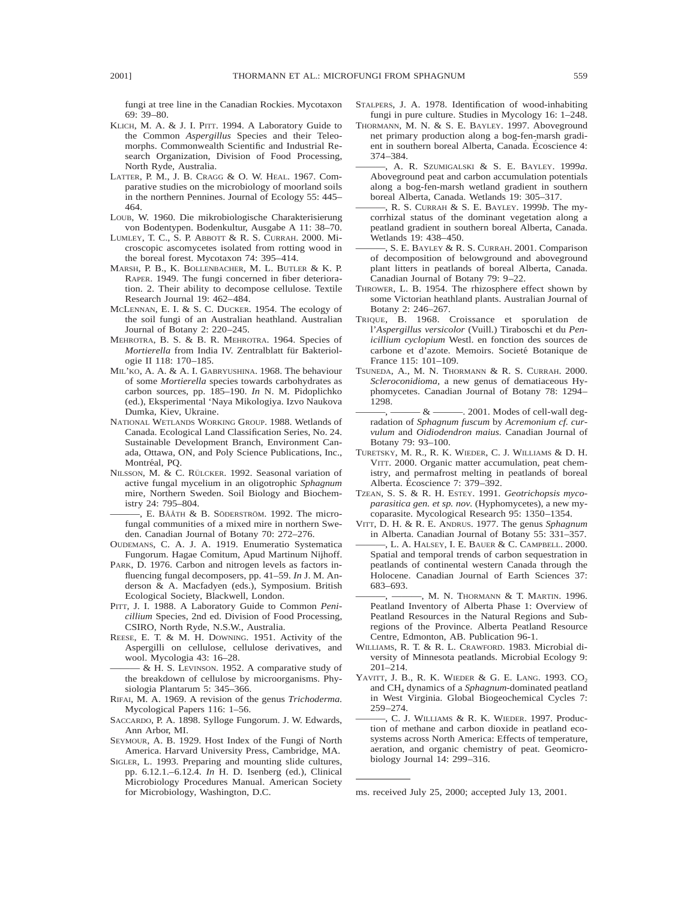fungi at tree line in the Canadian Rockies. Mycotaxon 69: 39–80.

KLICH, M. A. & J. I. PITT. 1994. A Laboratory Guide to the Common *Aspergillus* Species and their Teleomorphs. Commonwealth Scientific and Industrial Research Organization, Division of Food Processing, North Ryde, Australia.

LATTER, P. M., J. B. CRAGG & O. W. HEAL. 1967. Comparative studies on the microbiology of moorland soils in the northern Pennines. Journal of Ecology 55: 445–464.

LOUB, W. 1960. Die mikrobiologische Charakterisierung von Bodentypen. Bodenkultur, Ausgabe A 11: 38–70.

LUMLEY, T. C., S. P. ABBOTT & R. S. CURRAH. 2000. Microscopic ascomycetes isolated from rotting wood in the boreal forest. Mycotaxon 74: 395–414.

MARSH, P. B., K. BOLLENBACHER, M. L. BUTLER & K. P. RAPER. 1949. The fungi concerned in fiber deterioration. 2. Their ability to decompose cellulose. Textile Research Journal 19: 462–484.

MCLENNAN, E. I. & S. C. DUCKER. 1954. The ecology of the soil fungi of an Australian heathland. Australian Journal of Botany 2: 220–245.

MEHROTRA, B. S. & B. R. MEHROTRA. 1964. Species of *Mortierella* from India IV. Zentralblatt für Bakteriologie II 118: 170–185.

MIL'KO, A. A. & A. I. GABRYUSHINA. 1968. The behaviour of some *Mortierella* species towards carbohydrates as carbon sources, pp. 185–190. *In* N. M. Pidoplichko (ed.), Eksperimental 'Naya Mikologiya. Izvo Naukova Dumka, Kiev, Ukraine.

NATIONAL WETLANDS WORKING GROUP. 1988. Wetlands of Canada. Ecological Land Classification Series, No. 24. Sustainable Development Branch, Environment Canada, Ottawa, ON, and Poly Science Publications, Inc., Montréal, PQ.

NILSSON, M. & C. RÜLCKER. 1992. Seasonal variation of active fungal mycelium in an oligotrophic *Sphagnum* mire, Northern Sweden. Soil Biology and Biochemistry 24: 795–804.

———, E. BÅÅTH & B. SÖDERSTRÖM. 1992. The microfungal communities of a mixed mire in northern Sweden. Canadian Journal of Botany 70: 272–276.

OUDEMANS, C. A. J. A. 1919. Enumeratio Systematica Fungorum. Hagae Comitum, Apud Martinum Nijhoff.

PARK, D. 1976. Carbon and nitrogen levels as factors influencing fungal decomposers, pp. 41–59. *In* J. M. Anderson & A. Macfadyen (eds.), Symposium. British Ecological Society, Blackwell, London.

PITT, J. I. 1988. A Laboratory Guide to Common *Penicillium* Species, 2nd ed. Division of Food Processing, CSIRO, North Ryde, N.S.W., Australia.

REESE, E. T. & M. H. DOWNING. 1951. Activity of the Aspergilli on cellulose, cellulose derivatives, and wool. Mycologia 43: 16–28.

——— & H. S. LEVINSON. 1952. A comparative study of the breakdown of cellulose by microorganisms. Physiologia Plantarum 5: 345–366.

RIFAI, M. A. 1969. A revision of the genus *Trichoderma.* Mycological Papers 116: 1–56.

SACCARDO, P. A. 1898. Sylloge Fungorum. J. W. Edwards, Ann Arbor, MI.

SEYMOUR, A. B. 1929. Host Index of the Fungi of North America. Harvard University Press, Cambridge, MA.

SIGLER, L. 1993. Preparing and mounting slide cultures, pp. 6.12.1.–6.12.4. *In* H. D. Isenberg (ed.), Clinical Microbiology Procedures Manual. American Society for Microbiology, Washington, D.C.

STALPERS, J. A. 1978. Identification of wood-inhabiting fungi in pure culture. Studies in Mycology 16: 1–248.

THORMANN, M. N. & S. E. BAYLEY. 1997. Aboveground net primary production along a bog-fen-marsh gradient in southern boreal Alberta, Canada. Écoscience 4: 374–384.

———, A. R. SZUMIGALSKI & S. E. BAYLEY. 1999*a*. Aboveground peat and carbon accumulation potentials along a bog-fen-marsh wetland gradient in southern boreal Alberta, Canada. Wetlands 19: 305–317.

———, R. S. CURRAH & S. E. BAYLEY. 1999*b*. The mycorrhizal status of the dominant vegetation along a peatland gradient in southern boreal Alberta, Canada. Wetlands 19: 438–450.

———, S. E. BAYLEY & R. S. CURRAH. 2001. Comparison of decomposition of belowground and aboveground plant litters in peatlands of boreal Alberta, Canada. Canadian Journal of Botany 79: 9–22.

THROWER, L. B. 1954. The rhizosphere effect shown by some Victorian heathland plants. Australian Journal of Botany 2: 246–267.

TRIQUE, B. 1968. Croissance et sporulation de l'*Aspergillus versicolor* (Vuill.) Tiraboschi et du *Penicillium cyclopium* Westl. en fonction des sources de carbone et d'azote. Memoirs. Societé Botanique de France 115: 101–109.

TSUNEDA, A., M. N. THORMANN & R. S. CURRAH. 2000. *Scleroconidioma*, a new genus of dematiaceous Hyphomycetes. Canadian Journal of Botany 78: 1294–1298.

———, ——— & ———. 2001. Modes of cell-wall degradation of *Sphagnum fuscum* by *Acremonium cf. curvulum* and *Oidiodendron maius.* Canadian Journal of Botany 79: 93–100.

TURETSKY, M. R., R. K. WIEDER, C. J. WILLIAMS & D. H. VITT. 2000. Organic matter accumulation, peat chemistry, and permafrost melting in peatlands of boreal Alberta. Écoscience 7: 379–392.

TZEAN, S. S. & R. H. ESTEY. 1991. *Geotrichopsis mycoparasitica gen. et sp. nov.* (Hyphomycetes), a new mycoparasite. Mycological Research 95: 1350–1354.

VITT, D. H. & R. E. ANDRUS. 1977. The genus *Sphagnum* in Alberta. Canadian Journal of Botany 55: 331–357.

———, L. A. HALSEY, I. E. BAUER & C. CAMPBELL. 2000. Spatial and temporal trends of carbon sequestration in peatlands of continental western Canada through the Holocene. Canadian Journal of Earth Sciences 37: 683–693.

———, ———, M. N. THORMANN & T. MARTIN. 1996. Peatland Inventory of Alberta Phase 1: Overview of Peatland Resources in the Natural Regions and Subregions of the Province. Alberta Peatland Resource Centre, Edmonton, AB. Publication 96-1.

WILLIAMS, R. T. & R. L. CRAWFORD. 1983. Microbial diversity of Minnesota peatlands. Microbial Ecology 9: 201–214.

YAVITT, J. B., R. K. WIEDER & G. E. LANG. 1993. $CO_2$ and $CH_4$ dynamics of a *Sphagnum*-dominated peatland in West Virginia. Global Biogeochemical Cycles 7: 259–274.

———, C. J. WILLIAMS & R. K. WIEDER. 1997. Production of methane and carbon dioxide in peatland ecosystems across North America: Effects of temperature, aeration, and organic chemistry of peat. Geomicrobiology Journal 14: 299–316.

ms. received July 25, 2000; accepted July 13, 2001.